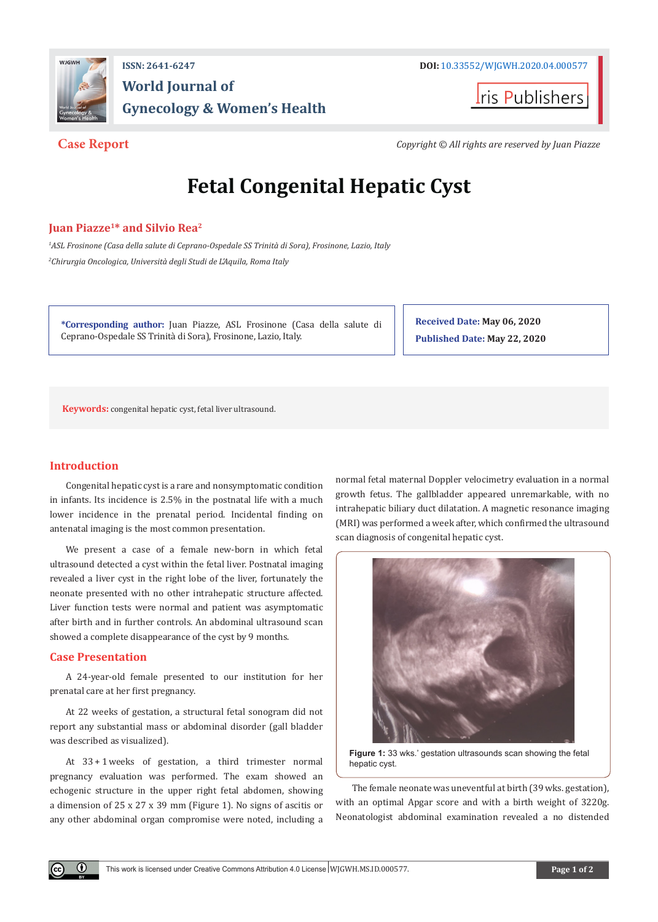**Case Report**

*Copyright © All rights are reserved by Juan Piazze*

# Fetal Congenital Hepatic Cyst

**Juan Piazze[1]* and Silvio Rea[2]**

[1]*ASL Frosinone (Casa della salute di Ceprano-Ospedale SS Trinità di Sora), Frosinone, Lazio, Italy*

[2]*Chirurgia Oncologica, Università degli Studi de L'Aquila, Roma Italy*

***Corresponding author:** Juan Piazze, ASL Frosinone (Casa della salute di Ceprano-Ospedale SS Trinità di Sora), Frosinone, Lazio, Italy.

**Received Date:** May 06, 2020

**Published Date:** May 22, 2020

**Keywords:** congenital hepatic cyst, fetal liver ultrasound.

## Introduction

Congenital hepatic cyst is a rare and nonsymptomatic condition in infants. Its incidence is 2.5% in the postnatal life with a much lower incidence in the prenatal period. Incidental finding on antenatal imaging is the most common presentation.

We present a case of a female new-born in which fetal ultrasound detected a cyst within the fetal liver. Postnatal imaging revealed a liver cyst in the right lobe of the liver, fortunately the neonate presented with no other intrahepatic structure affected. Liver function tests were normal and patient was asymptomatic after birth and in further controls. An abdominal ultrasound scan showed a complete disappearance of the cyst by 9 months.

## Case Presentation

A 24-year-old female presented to our institution for her prenatal care at her first pregnancy.

At 22 weeks of gestation, a structural fetal sonogram did not report any substantial mass or abdominal disorder (gall bladder was described as visualized).

At 33 + 1 weeks of gestation, a third trimester normal pregnancy evaluation was performed. The exam showed an echogenic structure in the upper right fetal abdomen, showing a dimension of 25 x 27 x 39 mm (Figure 1). No signs of ascitis or any other abdominal organ compromise were noted, including a normal fetal maternal Doppler velocimetry evaluation in a normal growth fetus. The gallbladder appeared unremarkable, with no intrahepatic biliary duct dilatation. A magnetic resonance imaging (MRI) was performed a week after, which confirmed the ultrasound scan diagnosis of congenital hepatic cyst.

**Figure 1:** 33 wks.' gestation ultrasounds scan showing the fetal hepatic cyst.

The female neonate was uneventful at birth (39 wks. gestation), with an optimal Apgar score and with a birth weight of 3220g. Neonatologist abdominal examination revealed a no distended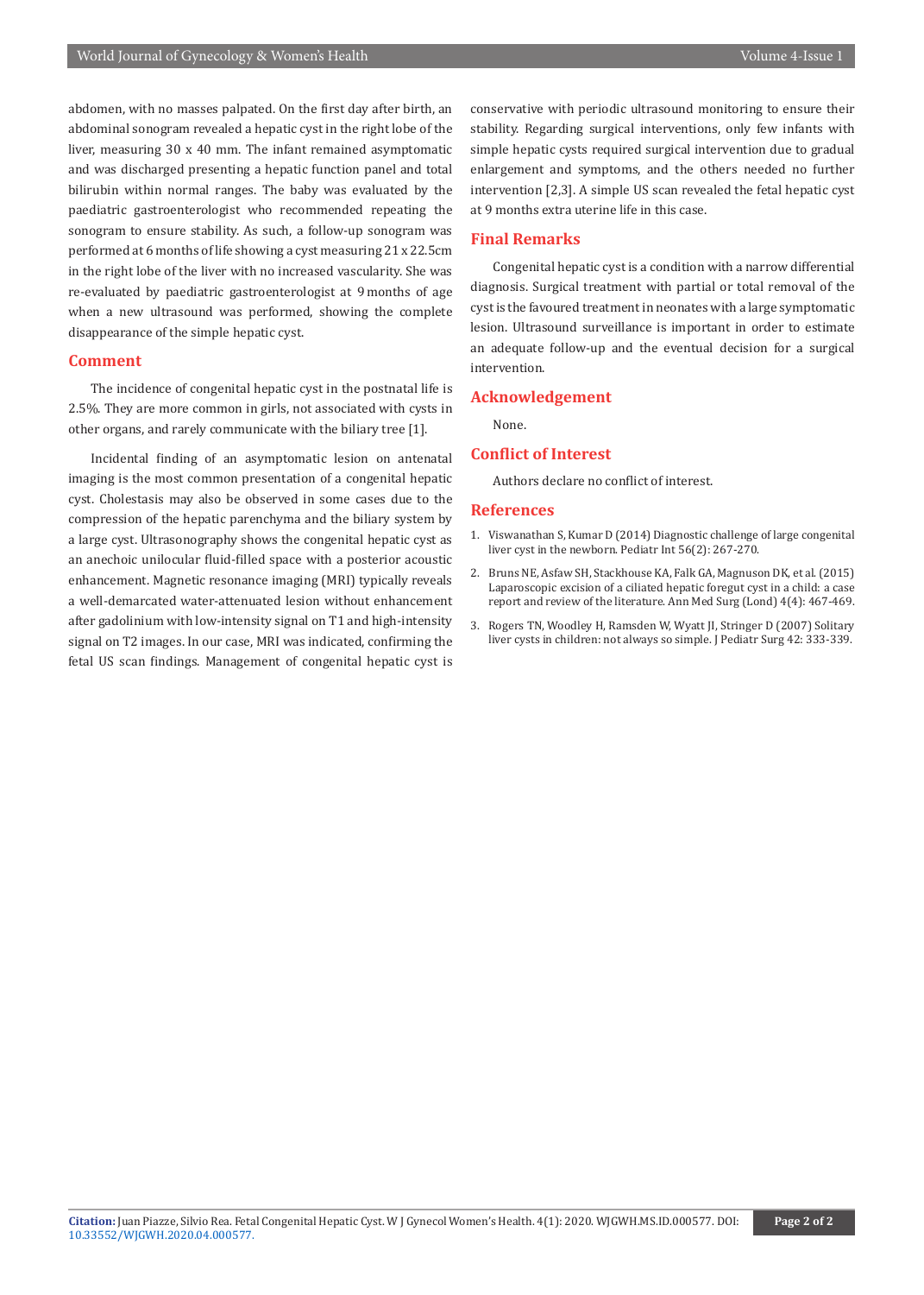abdomen, with no masses palpated. On the first day after birth, an abdominal sonogram revealed a hepatic cyst in the right lobe of the liver, measuring 30 x 40 mm. The infant remained asymptomatic and was discharged presenting a hepatic function panel and total bilirubin within normal ranges. The baby was evaluated by the paediatric gastroenterologist who recommended repeating the sonogram to ensure stability. As such, a follow-up sonogram was performed at 6 months of life showing a cyst measuring 21 x 22.5cm in the right lobe of the liver with no increased vascularity. She was re-evaluated by paediatric gastroenterologist at 9 months of age when a new ultrasound was performed, showing the complete disappearance of the simple hepatic cyst.

## Comment

The incidence of congenital hepatic cyst in the postnatal life is 2.5%. They are more common in girls, not associated with cysts in other organs, and rarely communicate with the biliary tree [1].

Incidental finding of an asymptomatic lesion on antenatal imaging is the most common presentation of a congenital hepatic cyst. Cholestasis may also be observed in some cases due to the compression of the hepatic parenchyma and the biliary system by a large cyst. Ultrasonography shows the congenital hepatic cyst as an anechoic unilocular fluid-filled space with a posterior acoustic enhancement. Magnetic resonance imaging (MRI) typically reveals a well-demarcated water-attenuated lesion without enhancement after gadolinium with low-intensity signal on T1 and high-intensity signal on T2 images. In our case, MRI was indicated, confirming the fetal US scan findings. Management of congenital hepatic cyst is conservative with periodic ultrasound monitoring to ensure their stability. Regarding surgical interventions, only few infants with simple hepatic cysts required surgical intervention due to gradual enlargement and symptoms, and the others needed no further intervention [2,3]. A simple US scan revealed the fetal hepatic cyst at 9 months extra uterine life in this case.

## Final Remarks

Congenital hepatic cyst is a condition with a narrow differential diagnosis. Surgical treatment with partial or total removal of the cyst is the favoured treatment in neonates with a large symptomatic lesion. Ultrasound surveillance is important in order to estimate an adequate follow-up and the eventual decision for a surgical intervention.

## Acknowledgement

None.

## Conflict of Interest

Authors declare no conflict of interest.

## References

1. Viswanathan S, Kumar D (2014) Diagnostic challenge of large congenital liver cyst in the newborn. Pediatr Int 56(2): 267-270.
2. Bruns NE, Asfaw SH, Stackhouse KA, Falk GA, Magnuson DK, et al. (2015) Laparoscopic excision of a ciliated hepatic foregut cyst in a child: a case report and review of the literature. Ann Med Surg (Lond) 4(4): 467-469.
3. Rogers TN, Woodley H, Ramsden W, Wyatt JI, Stringer D (2007) Solitary liver cysts in children: not always so simple. J Pediatr Surg 42: 333-339.

**Citation:** Juan Piazze, Silvio Rea. Fetal Congenital Hepatic Cyst. W J Gynecol Women's Health. 4(1): 2020. WJGWH.MS.ID.000577. DOI: 10.33552/WJGWH.2020.04.000577.